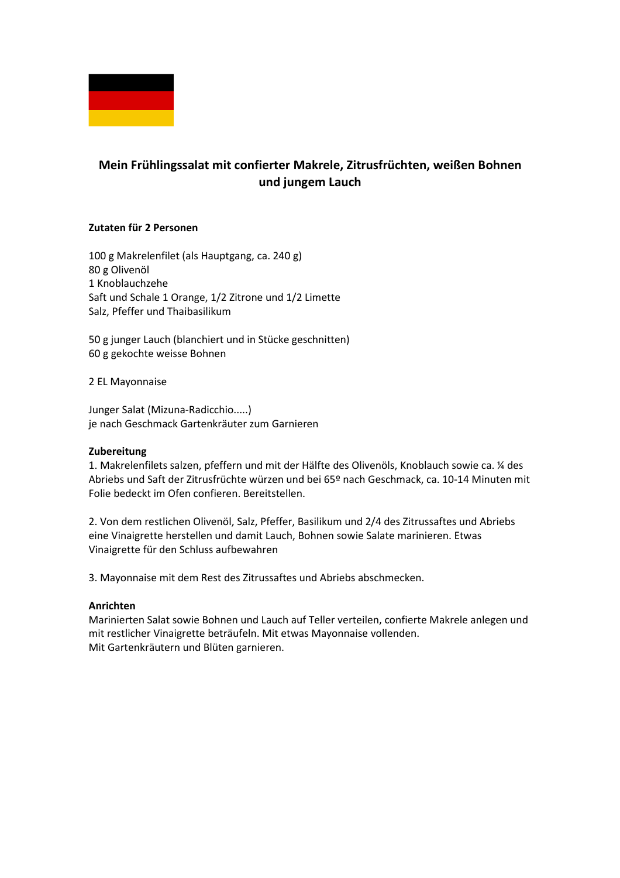# Mein Frühlingssalat mit confierter Makrele, Zitrusfrüchten, weißen Bohnen und jungem Lauch

**Zutaten für 2 Personen**

100 g Makrelenfilet (als Hauptgang, ca. 240 g)  
80 g Olivenöl  
1 Knoblauchzehe  
Saft und Schale 1 Orange, 1/2 Zitrone und 1/2 Limette  
Salz, Pfeffer und Thaibasilikum

50 g junger Lauch (blanchiert und in Stücke geschnitten)  
60 g gekochte weisse Bohnen

2 EL Mayonnaise

Junger Salat (Mizuna-Radicchio.....)  
je nach Geschmack Gartenkräuter zum Garnieren

**Zubereitung**

1. Makrelenfilets salzen, pfeffern und mit der Hälfte des Olivenöls, Knoblauch sowie ca. ¼ des Abriebs und Saft der Zitrusfrüchte würzen und bei 65º nach Geschmack, ca. 10-14 Minuten mit Folie bedeckt im Ofen confieren. Bereitstellen.

2. Von dem restlichen Olivenöl, Salz, Pfeffer, Basilikum und 2/4 des Zitrussaftes und Abriebs eine Vinaigrette herstellen und damit Lauch, Bohnen sowie Salate marinieren. Etwas Vinaigrette für den Schluss aufbewahren

3. Mayonnaise mit dem Rest des Zitrussaftes und Abriebs abschmecken.

**Anrichten**

Marinierten Salat sowie Bohnen und Lauch auf Teller verteilen, confierte Makrele anlegen und mit restlicher Vinaigrette beträufeln. Mit etwas Mayonnaise vollenden.  
Mit Gartenkräutern und Blüten garnieren.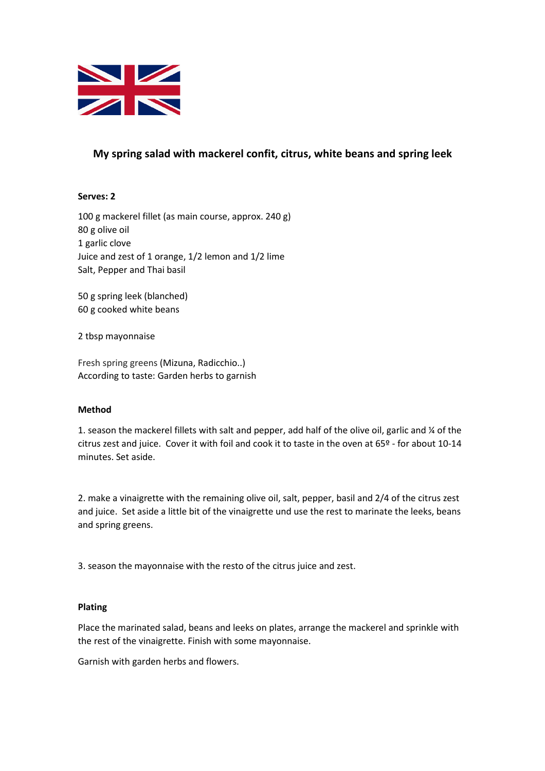## My spring salad with mackerel confit, citrus, white beans and spring leek

**Serves: 2**

100 g mackerel fillet (as main course, approx. 240 g)
80 g olive oil
1 garlic clove
Juice and zest of 1 orange, 1/2 lemon and 1/2 lime
Salt, Pepper and Thai basil

50 g spring leek (blanched)
60 g cooked white beans

2 tbsp mayonnaise

Fresh spring greens (Mizuna, Radicchio..)
According to taste: Garden herbs to garnish

**Method**

1. season the mackerel fillets with salt and pepper, add half of the olive oil, garlic and ¼ of the citrus zest and juice. Cover it with foil and cook it to taste in the oven at 65º - for about 10-14 minutes. Set aside.

2. make a vinaigrette with the remaining olive oil, salt, pepper, basil and 2/4 of the citrus zest and juice. Set aside a little bit of the vinaigrette und use the rest to marinate the leeks, beans and spring greens.

3. season the mayonnaise with the resto of the citrus juice and zest.

**Plating**

Place the marinated salad, beans and leeks on plates, arrange the mackerel and sprinkle with the rest of the vinaigrette. Finish with some mayonnaise.

Garnish with garden herbs and flowers.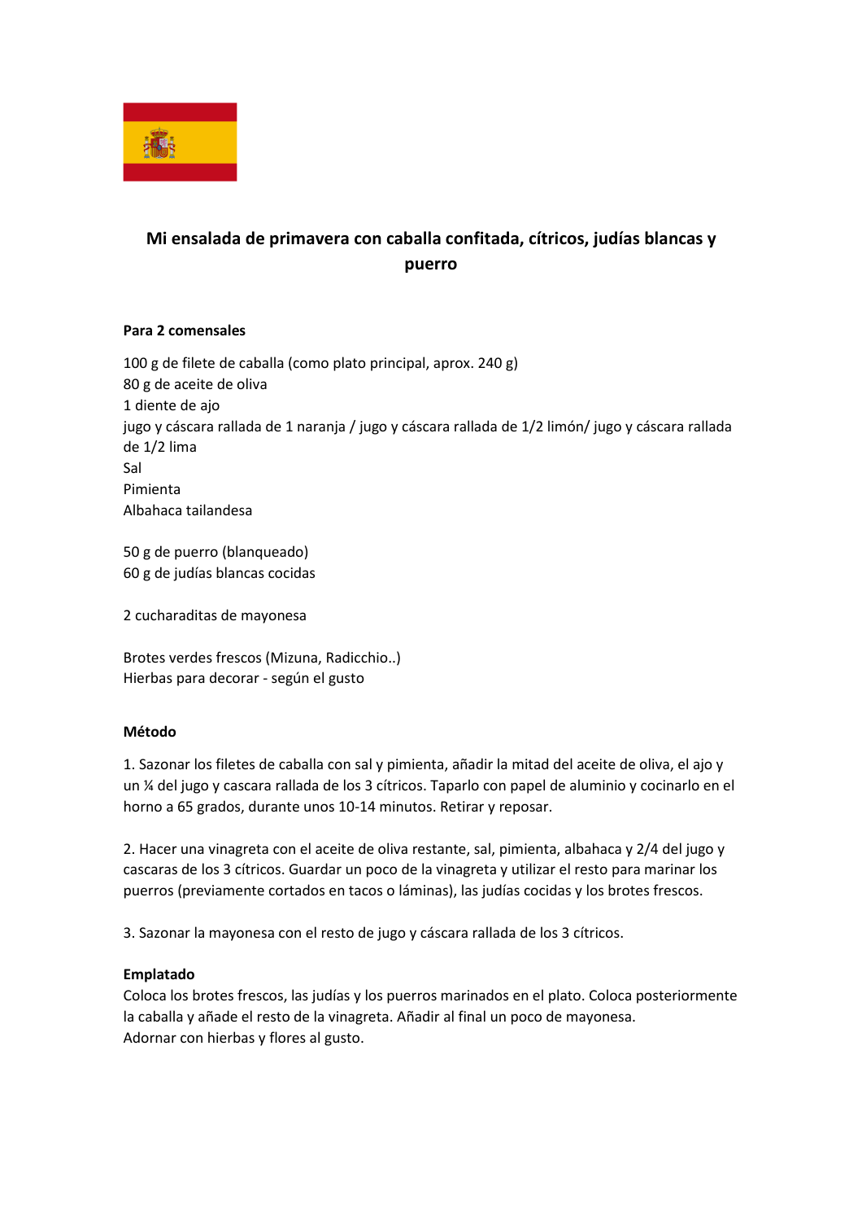## Mi ensalada de primavera con caballa confitada, cítricos, judías blancas y puerro

**Para 2 comensales**

100 g de filete de caballa (como plato principal, aprox. 240 g)
80 g de aceite de oliva
1 diente de ajo
jugo y cáscara rallada de 1 naranja / jugo y cáscara rallada de 1/2 limón/ jugo y cáscara rallada de 1/2 lima
Sal
Pimienta
Albahaca tailandesa

50 g de puerro (blanqueado)
60 g de judías blancas cocidas

2 cucharaditas de mayonesa

Brotes verdes frescos (Mizuna, Radicchio..)
Hierbas para decorar - según el gusto

**Método**

1. Sazonar los filetes de caballa con sal y pimienta, añadir la mitad del aceite de oliva, el ajo y un ¼ del jugo y cascara rallada de los 3 cítricos. Taparlo con papel de aluminio y cocinarlo en el horno a 65 grados, durante unos 10-14 minutos. Retirar y reposar.

2. Hacer una vinagreta con el aceite de oliva restante, sal, pimienta, albahaca y 2/4 del jugo y cascaras de los 3 cítricos. Guardar un poco de la vinagreta y utilizar el resto para marinar los puerros (previamente cortados en tacos o láminas), las judías cocidas y los brotes frescos.

3. Sazonar la mayonesa con el resto de jugo y cáscara rallada de los 3 cítricos.

**Emplatado**
Coloca los brotes frescos, las judías y los puerros marinados en el plato. Coloca posteriormente la caballa y añade el resto de la vinagreta. Añadir al final un poco de mayonesa.
Adornar con hierbas y flores al gusto.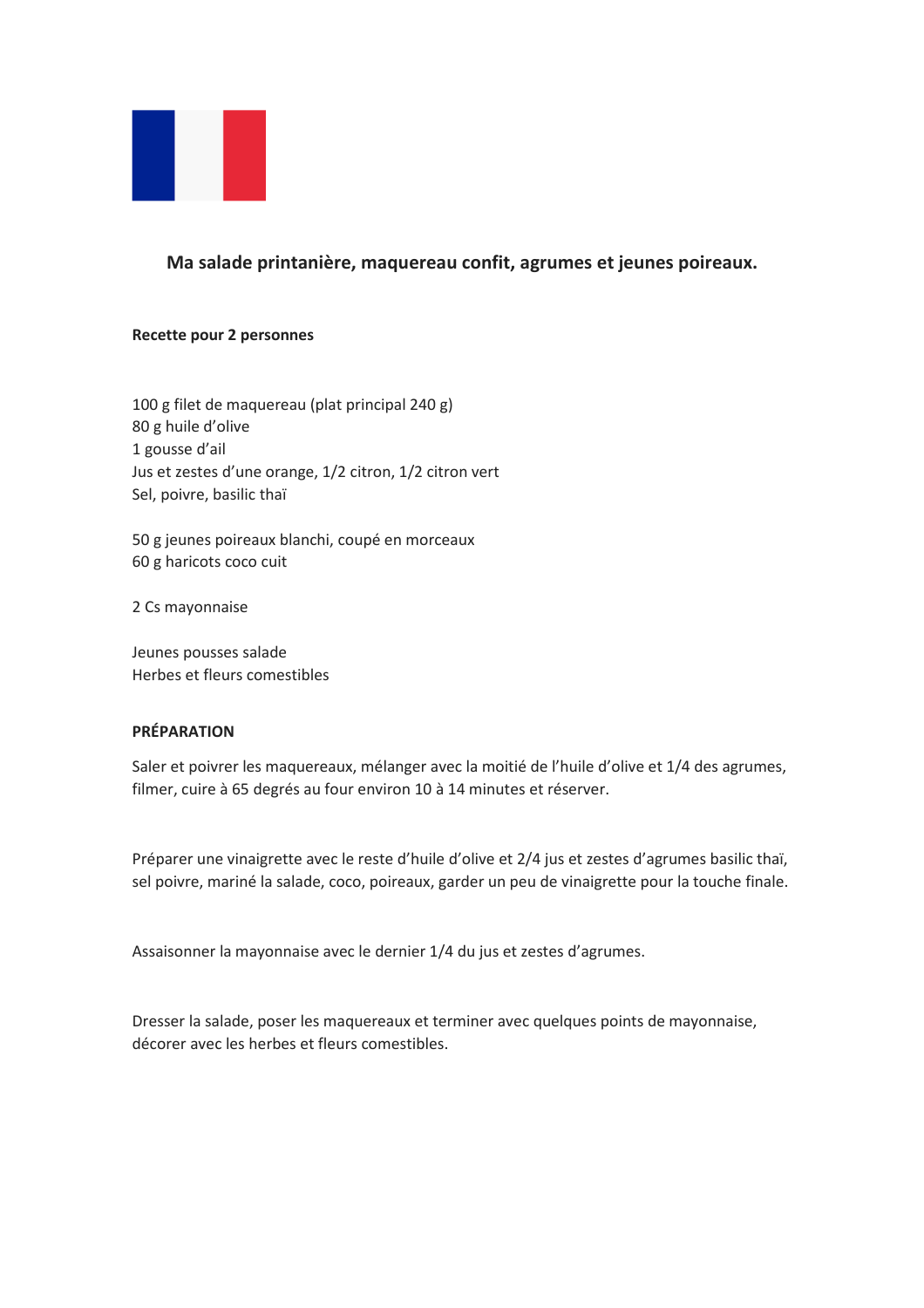## Ma salade printanière, maquereau confit, agrumes et jeunes poireaux.

**Recette pour 2 personnes**

100 g filet de maquereau (plat principal 240 g)
80 g huile d'olive
1 gousse d'ail
Jus et zestes d'une orange, 1/2 citron, 1/2 citron vert
Sel, poivre, basilic thaï

50 g jeunes poireaux blanchi, coupé en morceaux
60 g haricots coco cuit

2 Cs mayonnaise

Jeunes pousses salade
Herbes et fleurs comestibles

**PRÉPARATION**

Saler et poivrer les maquereaux, mélanger avec la moitié de l'huile d'olive et 1/4 des agrumes, filmer, cuire à 65 degrés au four environ 10 à 14 minutes et réserver.

Préparer une vinaigrette avec le reste d'huile d'olive et 2/4 jus et zestes d'agrumes basilic thaï, sel poivre, mariné la salade, coco, poireaux, garder un peu de vinaigrette pour la touche finale.

Assaisonner la mayonnaise avec le dernier 1/4 du jus et zestes d'agrumes.

Dresser la salade, poser les maquereaux et terminer avec quelques points de mayonnaise, décorer avec les herbes et fleurs comestibles.